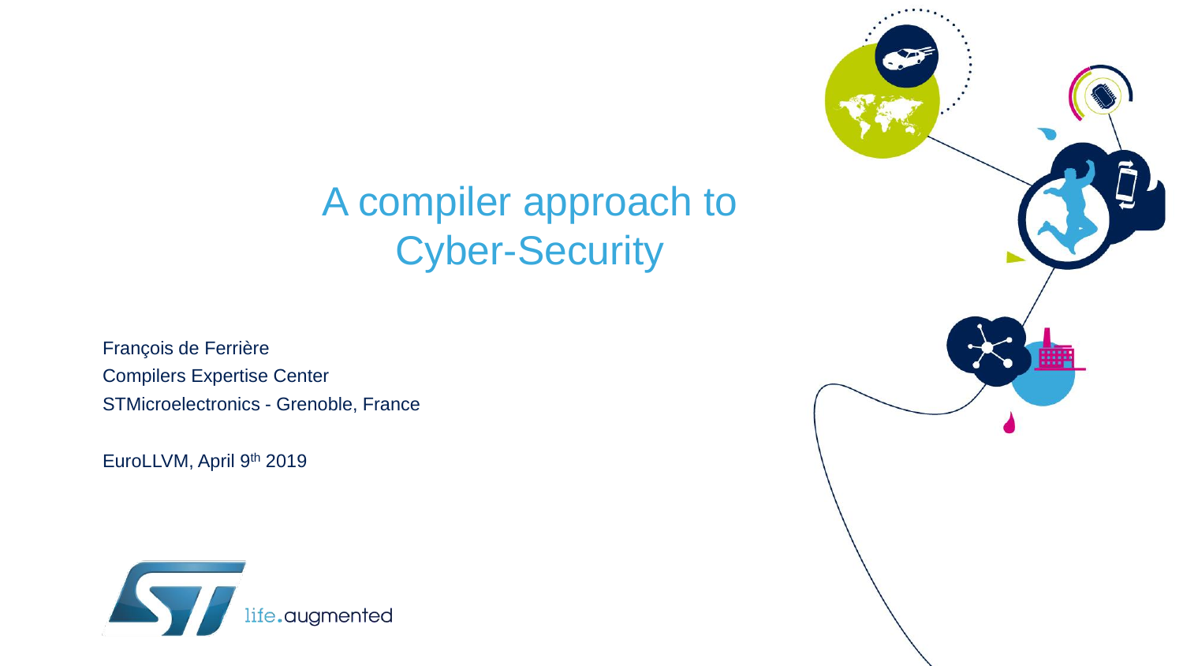# A compiler approach to Cyber-Security

François de Ferrière
Compilers Expertise Center
STMicroelectronics - Grenoble, France

EuroLLVM, April 9th 2019

life.augmented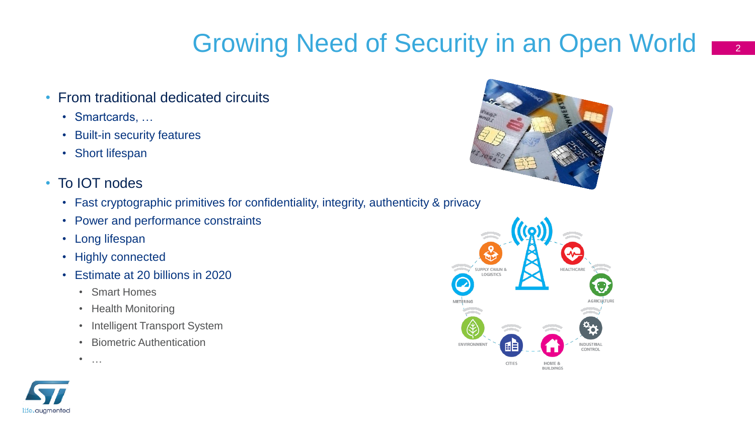# Growing Need of Security in an Open World

- From traditional dedicated circuits
  - Smartcards, …
  - Built-in security features
  - Short lifespan
- To IOT nodes
  - Fast cryptographic primitives for confidentiality, integrity, authenticity & privacy
  - Power and performance constraints
  - Long lifespan
  - Highly connected
  - Estimate at 20 billions in 2020
    - Smart Homes
    - Health Monitoring
    - Intelligent Transport System
    - Biometric Authentication
    - …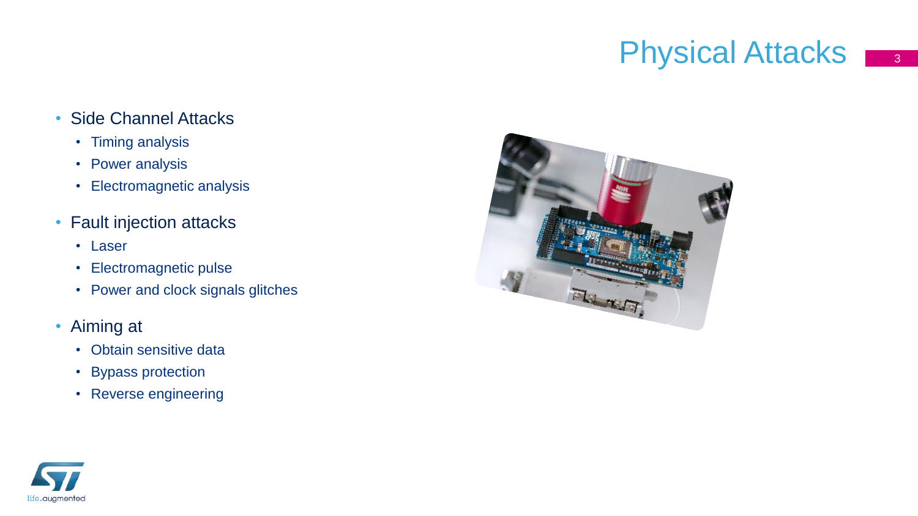# Physical Attacks

- Side Channel Attacks
  - Timing analysis
  - Power analysis
  - Electromagnetic analysis
- Fault injection attacks
  - Laser
  - Electromagnetic pulse
  - Power and clock signals glitches
- Aiming at
  - Obtain sensitive data
  - Bypass protection
  - Reverse engineering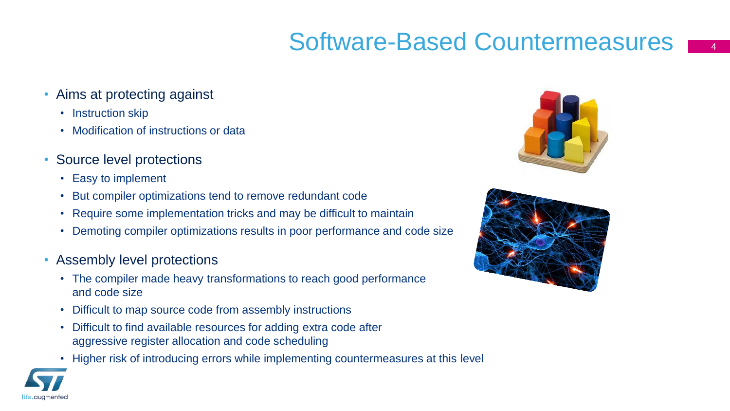# Software-Based Countermeasures

- Aims at protecting against
  - Instruction skip
  - Modification of instructions or data
- Source level protections
  - Easy to implement
  - But compiler optimizations tend to remove redundant code
  - Require some implementation tricks and may be difficult to maintain
  - Demoting compiler optimizations results in poor performance and code size
- Assembly level protections
  - The compiler made heavy transformations to reach good performance and code size
  - Difficult to map source code from assembly instructions
  - Difficult to find available resources for adding extra code after aggressive register allocation and code scheduling
  - Higher risk of introducing errors while implementing countermeasures at this level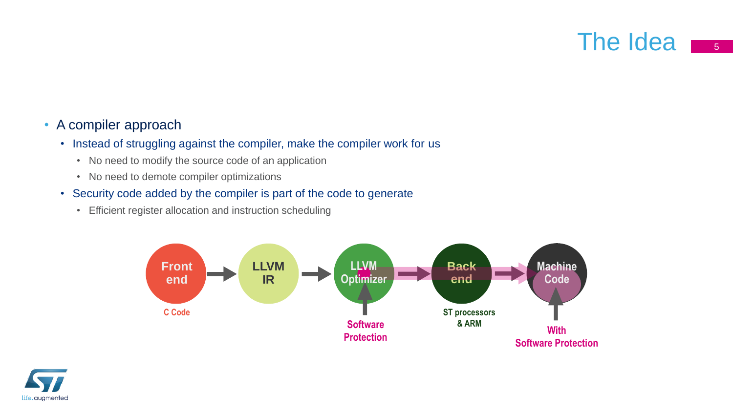# The Idea

- A compiler approach
  - Instead of struggling against the compiler, make the compiler work for us
    - No need to modify the source code of an application
    - No need to demote compiler optimizations
  - Security code added by the compiler is part of the code to generate
    - Efficient register allocation and instruction scheduling

Front end → LLVM IR → LLVM Optimizer → Back end → Machine Code

C Code

Software Protection

ST processors & ARM

With Software Protection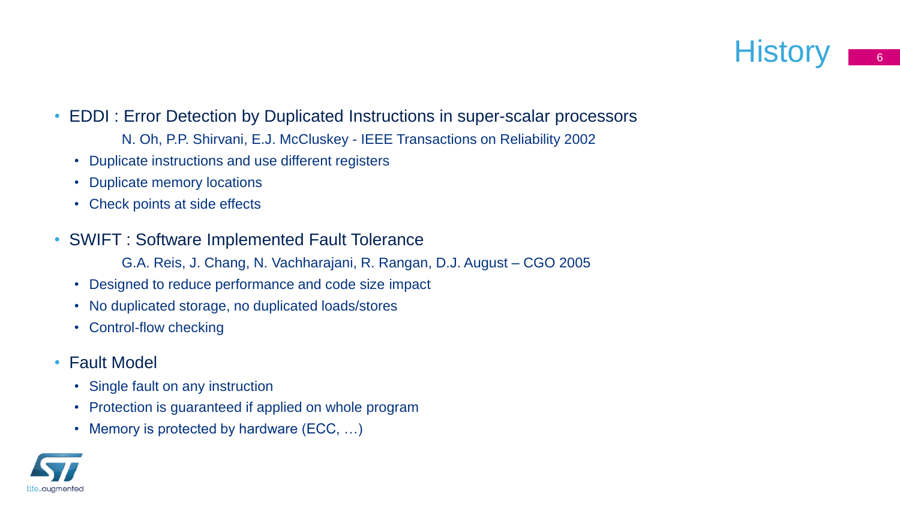# History

- EDDI : Error Detection by Duplicated Instructions in super-scalar processors

  N. Oh, P.P. Shirvani, E.J. McCluskey - IEEE Transactions on Reliability 2002

  - Duplicate instructions and use different registers
  - Duplicate memory locations
  - Check points at side effects

- SWIFT : Software Implemented Fault Tolerance

  G.A. Reis, J. Chang, N. Vachharajani, R. Rangan, D.J. August – CGO 2005

  - Designed to reduce performance and code size impact
  - No duplicated storage, no duplicated loads/stores
  - Control-flow checking

- Fault Model
  - Single fault on any instruction
  - Protection is guaranteed if applied on whole program
  - Memory is protected by hardware (ECC, …)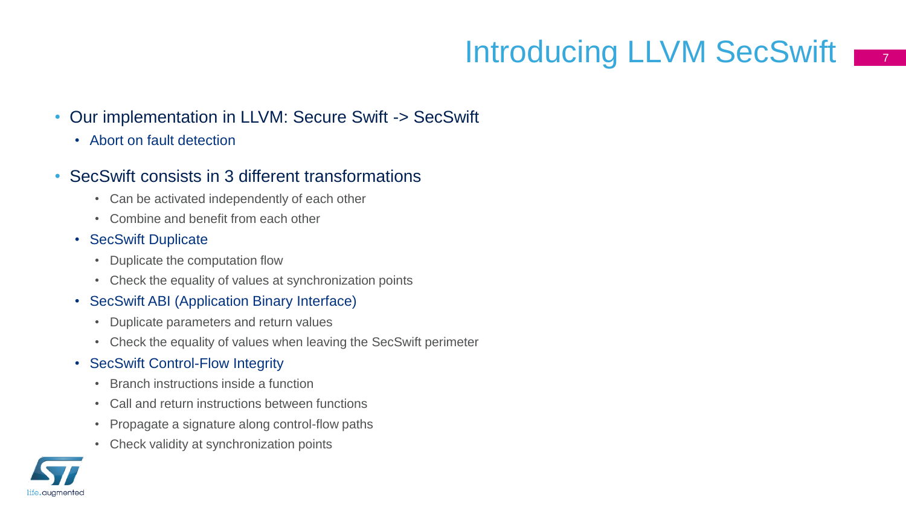# Introducing LLVM SecSwift

- Our implementation in LLVM: Secure Swift -> SecSwift
  - Abort on fault detection
- SecSwift consists in 3 different transformations
  - Can be activated independently of each other
  - Combine and benefit from each other
  - SecSwift Duplicate
    - Duplicate the computation flow
    - Check the equality of values at synchronization points
  - SecSwift ABI (Application Binary Interface)
    - Duplicate parameters and return values
    - Check the equality of values when leaving the SecSwift perimeter
  - SecSwift Control-Flow Integrity
    - Branch instructions inside a function
    - Call and return instructions between functions
    - Propagate a signature along control-flow paths
    - Check validity at synchronization points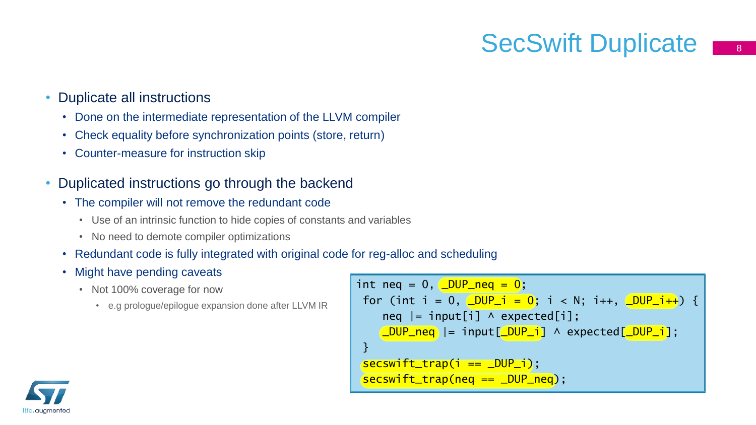# SecSwift Duplicate

- Duplicate all instructions
  - Done on the intermediate representation of the LLVM compiler
  - Check equality before synchronization points (store, return)
  - Counter-measure for instruction skip
- Duplicated instructions go through the backend
  - The compiler will not remove the redundant code
    - Use of an intrinsic function to hide copies of constants and variables
    - No need to demote compiler optimizations
  - Redundant code is fully integrated with original code for reg-alloc and scheduling
  - Might have pending caveats
    - Not 100% coverage for now
      - e.g prologue/epilogue expansion done after LLVM IR

```
int neq = 0, _DUP_neq = 0;
 for (int i = 0, _DUP_i = 0; i < N; i++, _DUP_i++) {
    neq |= input[i] ^ expected[i];
    _DUP_neq |= input[_DUP_i] ^ expected[_DUP_i];
 }
 secswift_trap(i == _DUP_i);
 secswift_trap(neq == _DUP_neq);
```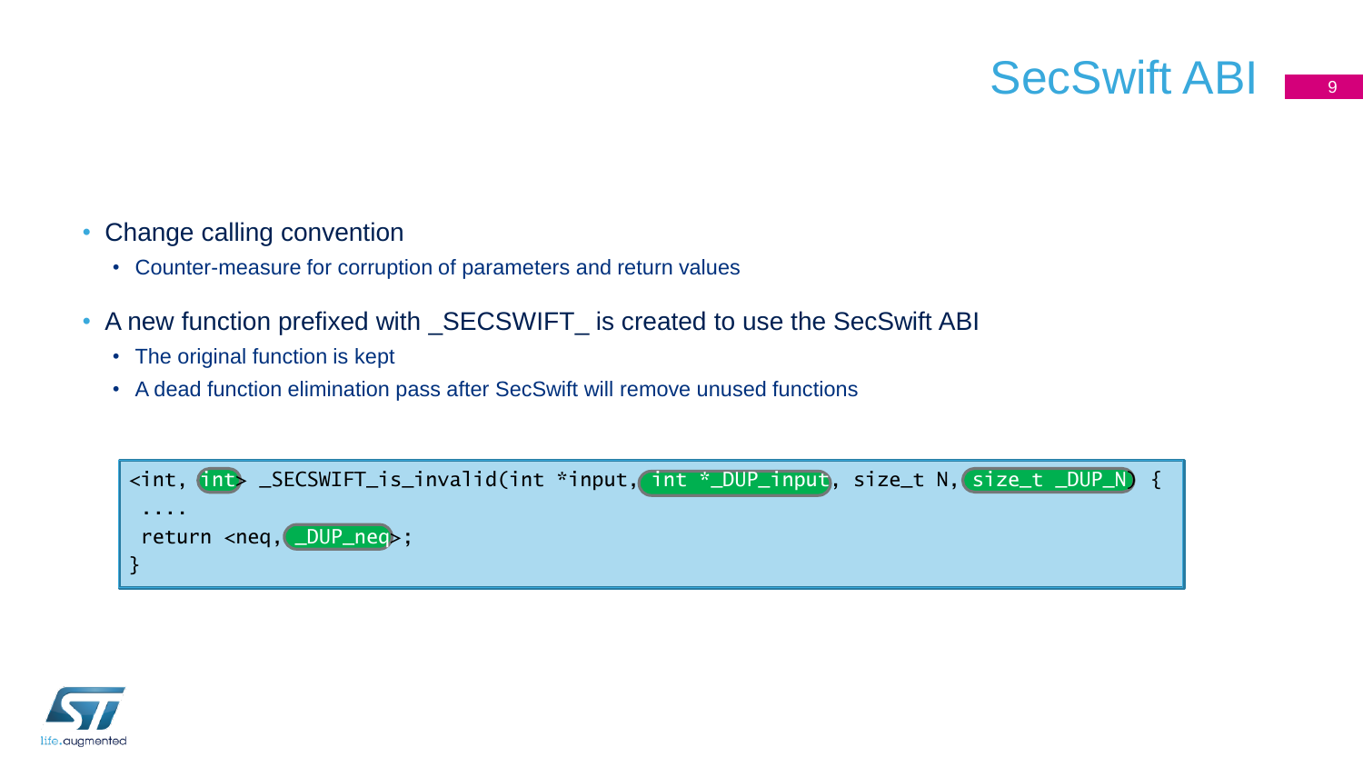# SecSwift ABI

- Change calling convention
  - Counter-measure for corruption of parameters and return values
- A new function prefixed with _SECSWIFT_ is created to use the SecSwift ABI
  - The original function is kept
  - A dead function elimination pass after SecSwift will remove unused functions

```
<int, int> _SECSWIFT_is_invalid(int *input, int *_DUP_input, size_t N, size_t _DUP_N) {
 ....
 return <neq, _DUP_neq>;
}
```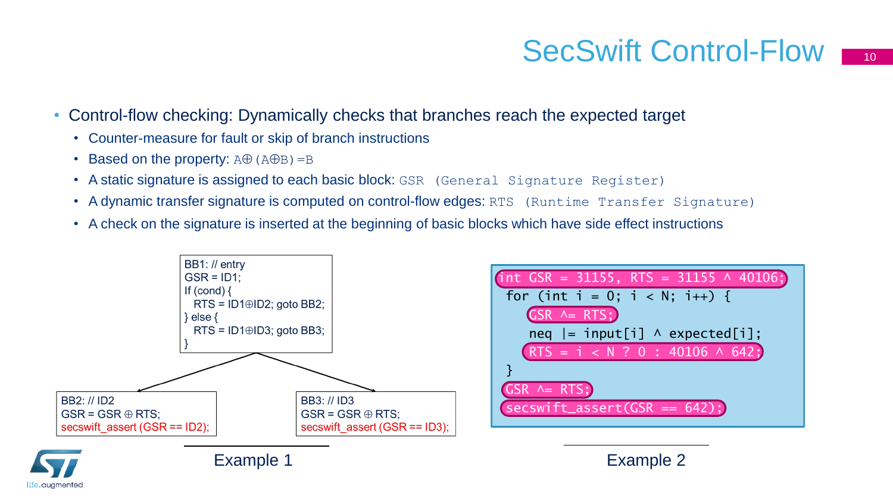# SecSwift Control-Flow

- Control-flow checking: Dynamically checks that branches reach the expected target
  - Counter-measure for fault or skip of branch instructions
  - Based on the property: `A⊕(A⊕B)=B`
  - A static signature is assigned to each basic block: `GSR (General Signature Register)`
  - A dynamic transfer signature is computed on control-flow edges: `RTS (Runtime Transfer Signature)`
  - A check on the signature is inserted at the beginning of basic blocks which have side effect instructions

```
BB1: // entry
GSR = ID1;
If (cond) {
  RTS = ID1⊕ID2; goto BB2;
} else {
  RTS = ID1⊕ID3; goto BB3;
}
```

```
BB2: // ID2
GSR = GSR ⊕ RTS;
secswift_assert (GSR == ID2);
```

```
BB3: // ID3
GSR = GSR ⊕ RTS;
secswift_assert (GSR == ID3);
```

Example 1

```
int GSR = 31155, RTS = 31155 ^ 40106;
 for (int i = 0; i < N; i++) {
    GSR ^= RTS;
    neq |= input[i] ^ expected[i];
    RTS = i < N ? 0 : 40106 ^ 642;
 }
GSR ^= RTS;
secswift_assert(GSR == 642);
```

Example 2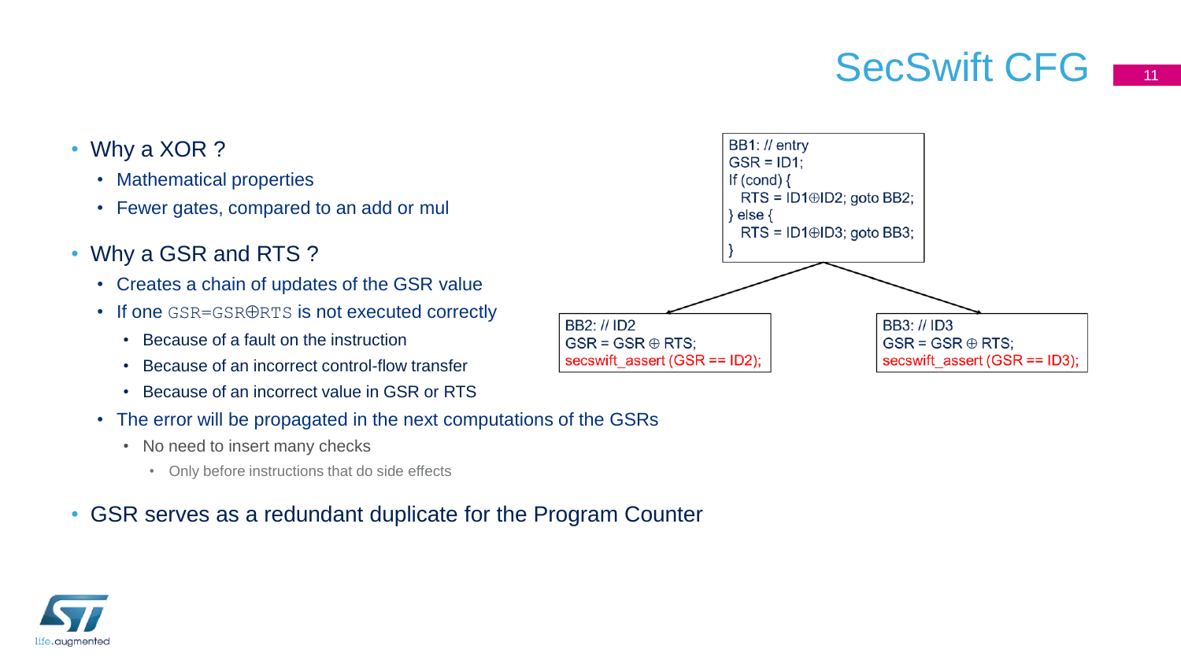# SecSwift CFG

- Why a XOR ?
  - Mathematical properties
  - Fewer gates, compared to an add or mul
- Why a GSR and RTS ?
  - Creates a chain of updates of the GSR value
  - If one `GSR=GSR⊕RTS` is not executed correctly
    - Because of a fault on the instruction
    - Because of an incorrect control-flow transfer
    - Because of an incorrect value in GSR or RTS
  - The error will be propagated in the next computations of the GSRs
    - No need to insert many checks
      - Only before instructions that do side effects
- GSR serves as a redundant duplicate for the Program Counter

```
BB1: // entry
GSR = ID1;
If (cond) {
  RTS = ID1⊕ID2; goto BB2;
} else {
  RTS = ID1⊕ID3; goto BB3;
}
```

```
BB2: // ID2
GSR = GSR ⊕ RTS;
secswift_assert (GSR == ID2);
```

```
BB3: // ID3
GSR = GSR ⊕ RTS;
secswift_assert (GSR == ID3);
```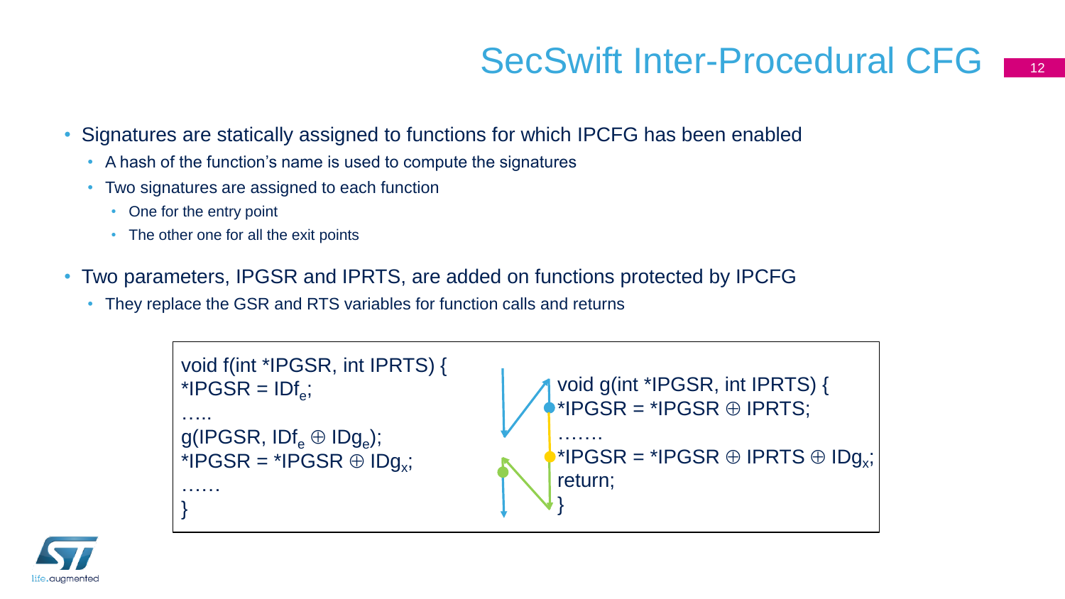# SecSwift Inter-Procedural CFG

- Signatures are statically assigned to functions for which IPCFG has been enabled
  - A hash of the function's name is used to compute the signatures
  - Two signatures are assigned to each function
    - One for the entry point
    - The other one for all the exit points
- Two parameters, IPGSR and IPRTS, are added on functions protected by IPCFG
  - They replace the GSR and RTS variables for function calls and returns

```
void f(int *IPGSR, int IPRTS) {
*IPGSR = IDf_e;
…..
g(IPGSR, IDf_e ⊕ IDg_e);
*IPGSR = *IPGSR ⊕ IDg_x;
……
}
```

```
void g(int *IPGSR, int IPRTS) {
*IPGSR = *IPGSR ⊕ IPRTS;
…….
*IPGSR = *IPGSR ⊕ IPRTS ⊕ IDg_x;
return;
}
```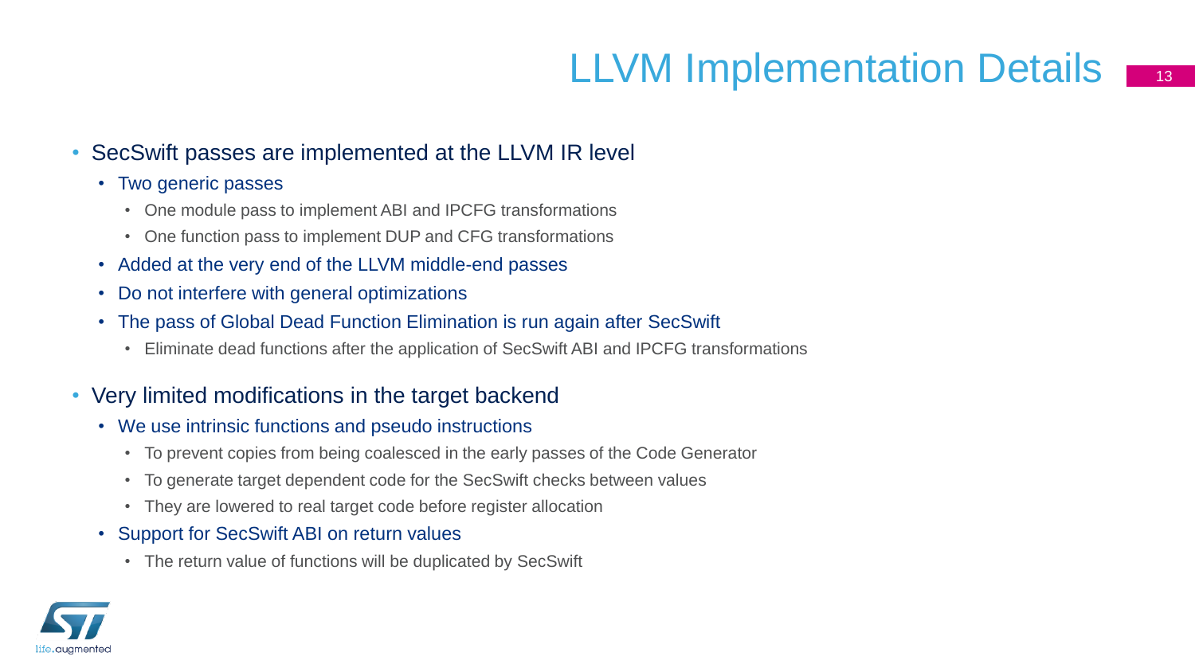# LLVM Implementation Details

- SecSwift passes are implemented at the LLVM IR level
  - Two generic passes
    - One module pass to implement ABI and IPCFG transformations
    - One function pass to implement DUP and CFG transformations
  - Added at the very end of the LLVM middle-end passes
  - Do not interfere with general optimizations
  - The pass of Global Dead Function Elimination is run again after SecSwift
    - Eliminate dead functions after the application of SecSwift ABI and IPCFG transformations
- Very limited modifications in the target backend
  - We use intrinsic functions and pseudo instructions
    - To prevent copies from being coalesced in the early passes of the Code Generator
    - To generate target dependent code for the SecSwift checks between values
    - They are lowered to real target code before register allocation
  - Support for SecSwift ABI on return values
    - The return value of functions will be duplicated by SecSwift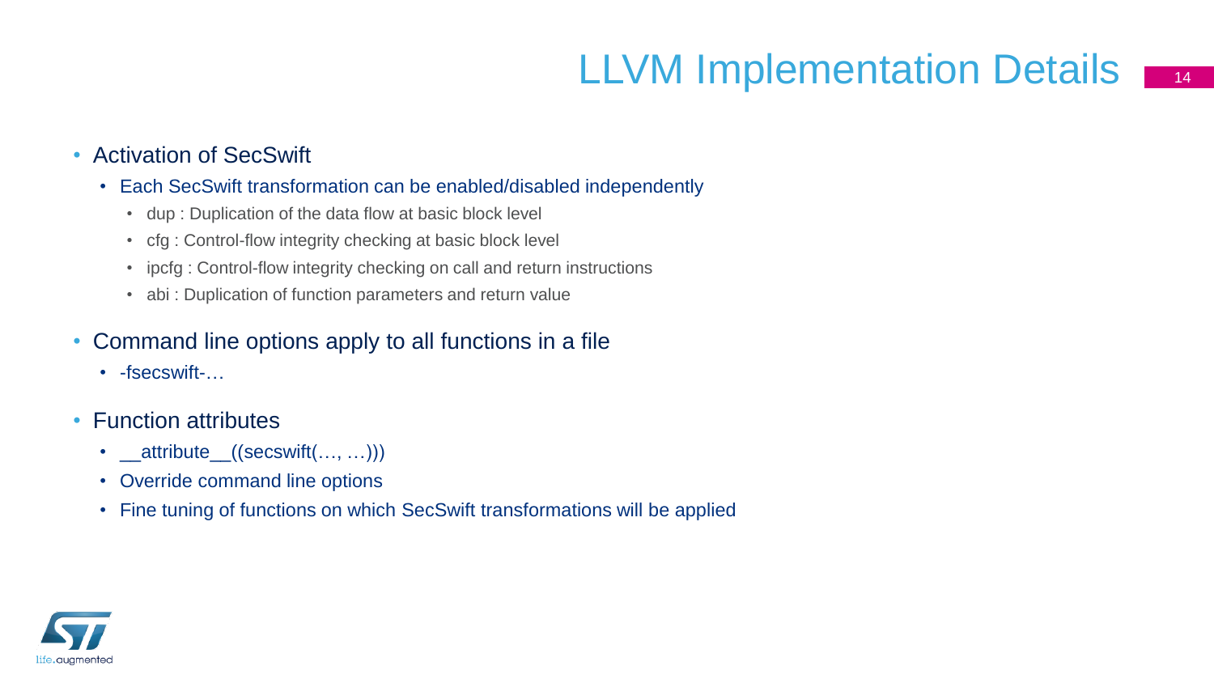# LLVM Implementation Details

- Activation of SecSwift
  - Each SecSwift transformation can be enabled/disabled independently
    - dup : Duplication of the data flow at basic block level
    - cfg : Control-flow integrity checking at basic block level
    - ipcfg : Control-flow integrity checking on call and return instructions
    - abi : Duplication of function parameters and return value
- Command line options apply to all functions in a file
  - -fsecswift-…
- Function attributes
  - __attribute__((secswift(…, …)))
  - Override command line options
  - Fine tuning of functions on which SecSwift transformations will be applied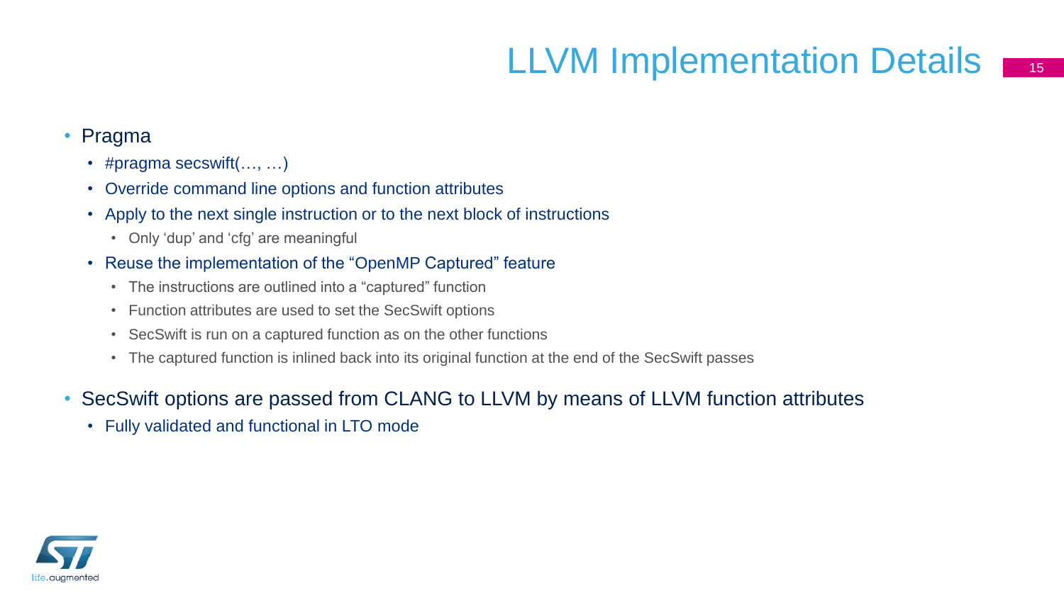# LLVM Implementation Details

- Pragma
  - #pragma secswift(…, …)
  - Override command line options and function attributes
  - Apply to the next single instruction or to the next block of instructions
    - Only ‘dup’ and ‘cfg’ are meaningful
  - Reuse the implementation of the “OpenMP Captured” feature
    - The instructions are outlined into a “captured” function
    - Function attributes are used to set the SecSwift options
    - SecSwift is run on a captured function as on the other functions
    - The captured function is inlined back into its original function at the end of the SecSwift passes
- SecSwift options are passed from CLANG to LLVM by means of LLVM function attributes
  - Fully validated and functional in LTO mode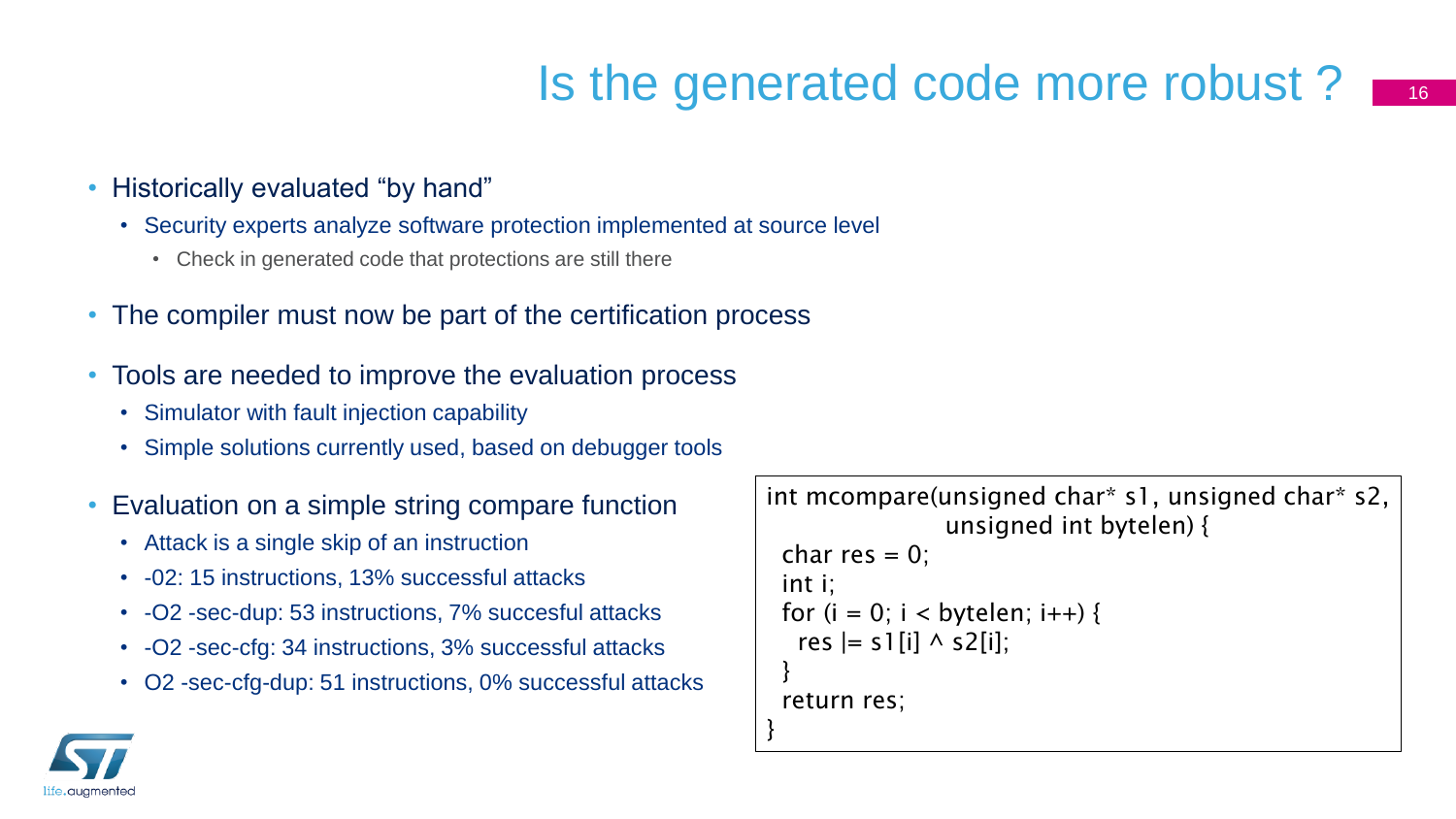# Is the generated code more robust ?

- Historically evaluated "by hand"
  - Security experts analyze software protection implemented at source level
    - Check in generated code that protections are still there
- The compiler must now be part of the certification process
- Tools are needed to improve the evaluation process
  - Simulator with fault injection capability
  - Simple solutions currently used, based on debugger tools
- Evaluation on a simple string compare function
  - Attack is a single skip of an instruction
  - -02: 15 instructions, 13% successful attacks
  - -O2 -sec-dup: 53 instructions, 7% succesful attacks
  - -O2 -sec-cfg: 34 instructions, 3% successful attacks
  - O2 -sec-cfg-dup: 51 instructions, 0% successful attacks

```
int mcompare(unsigned char* s1, unsigned char* s2,
                       unsigned int bytelen) {
  char res = 0;
  int i;
  for (i = 0; i < bytelen; i++) {
    res |= s1[i] ^ s2[i];
  }
  return res;
}
```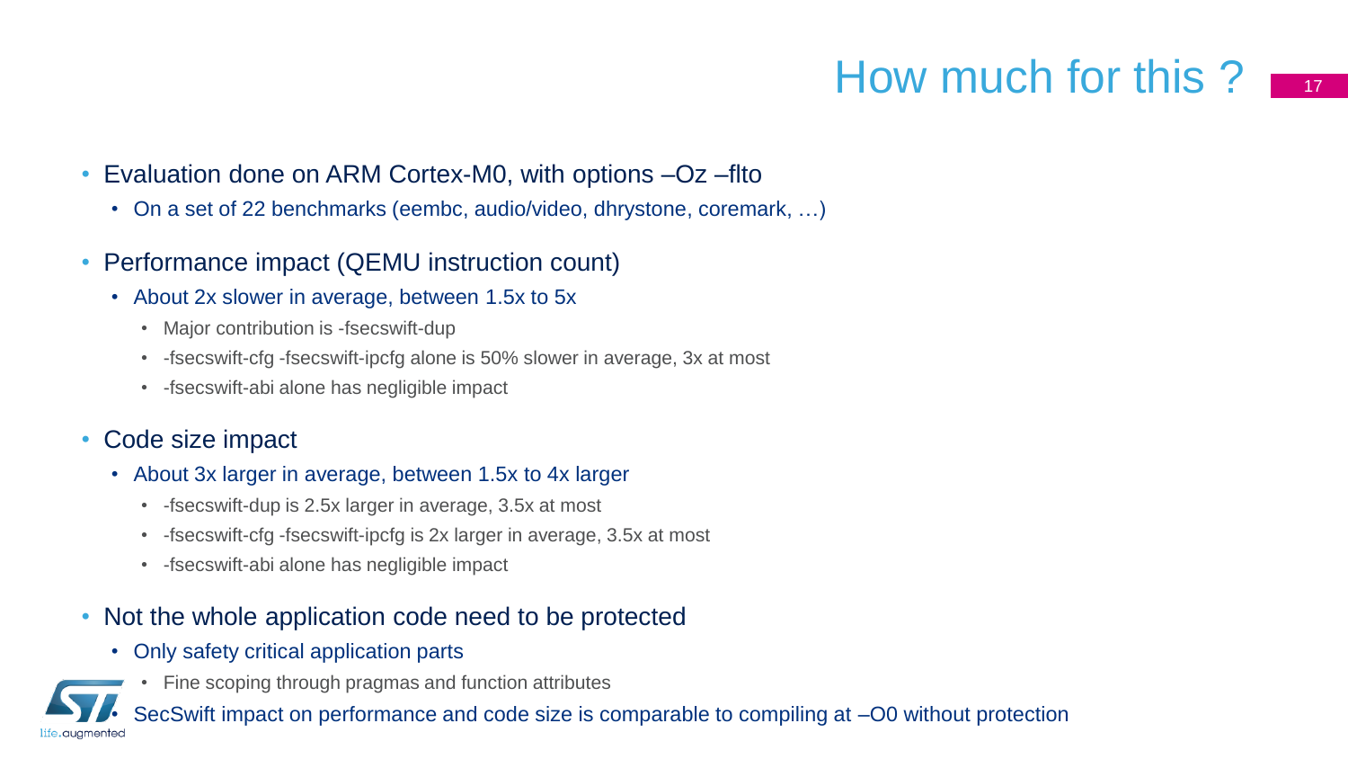# How much for this ?

- Evaluation done on ARM Cortex-M0, with options –Oz –flto
  - On a set of 22 benchmarks (eembc, audio/video, dhrystone, coremark, …)
- Performance impact (QEMU instruction count)
  - About 2x slower in average, between 1.5x to 5x
    - Major contribution is -fsecswift-dup
    - -fsecswift-cfg -fsecswift-ipcfg alone is 50% slower in average, 3x at most
    - -fsecswift-abi alone has negligible impact
- Code size impact
  - About 3x larger in average, between 1.5x to 4x larger
    - -fsecswift-dup is 2.5x larger in average, 3.5x at most
    - -fsecswift-cfg -fsecswift-ipcfg is 2x larger in average, 3.5x at most
    - -fsecswift-abi alone has negligible impact
- Not the whole application code need to be protected
  - Only safety critical application parts
    - Fine scoping through pragmas and function attributes
  - SecSwift impact on performance and code size is comparable to compiling at –O0 without protection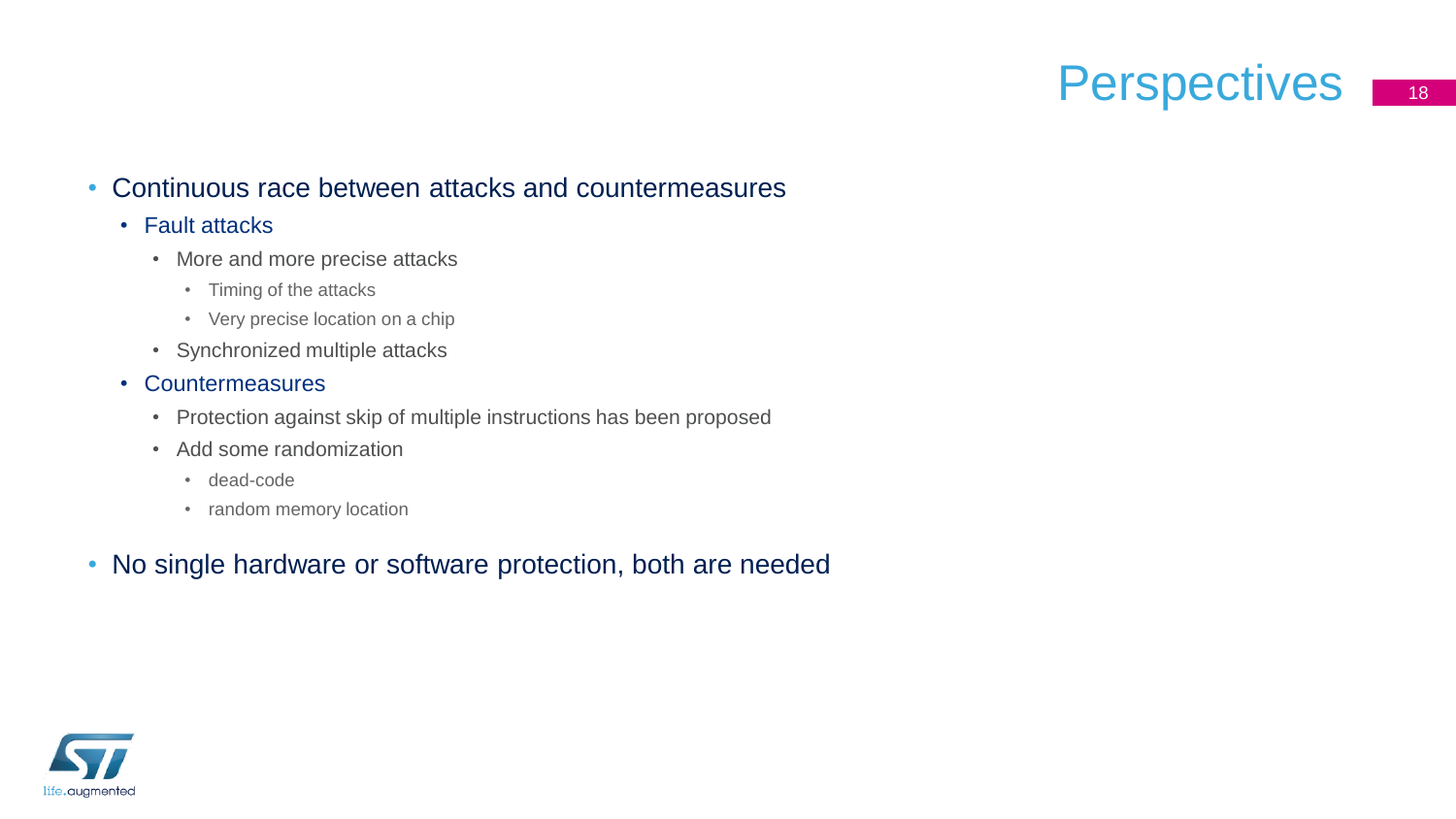# Perspectives

- Continuous race between attacks and countermeasures
  - Fault attacks
    - More and more precise attacks
      - Timing of the attacks
      - Very precise location on a chip
    - Synchronized multiple attacks
  - Countermeasures
    - Protection against skip of multiple instructions has been proposed
    - Add some randomization
      - dead-code
      - random memory location
- No single hardware or software protection, both are needed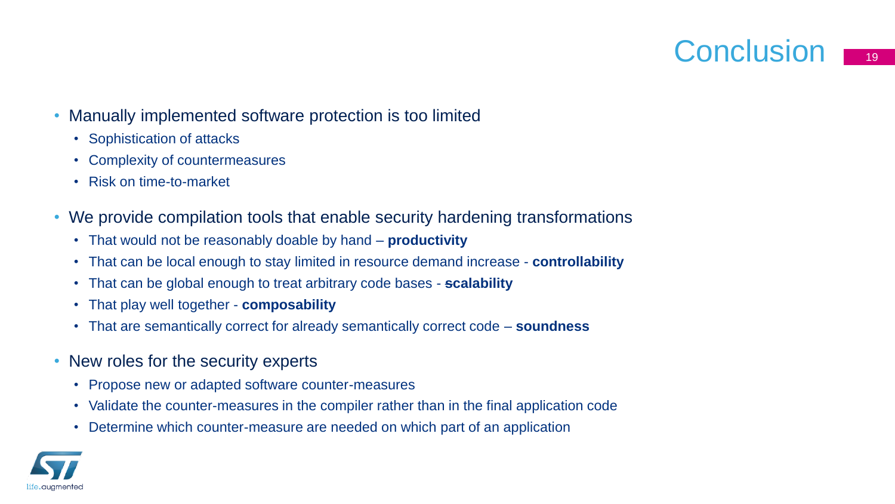# Conclusion

- Manually implemented software protection is too limited
  - Sophistication of attacks
  - Complexity of countermeasures
  - Risk on time-to-market
- We provide compilation tools that enable security hardening transformations
  - That would not be reasonably doable by hand – **productivity**
  - That can be local enough to stay limited in resource demand increase - **controllability**
  - That can be global enough to treat arbitrary code bases - **scalability**
  - That play well together - **composability**
  - That are semantically correct for already semantically correct code – **soundness**
- New roles for the security experts
  - Propose new or adapted software counter-measures
  - Validate the counter-measures in the compiler rather than in the final application code
  - Determine which counter-measure are needed on which part of an application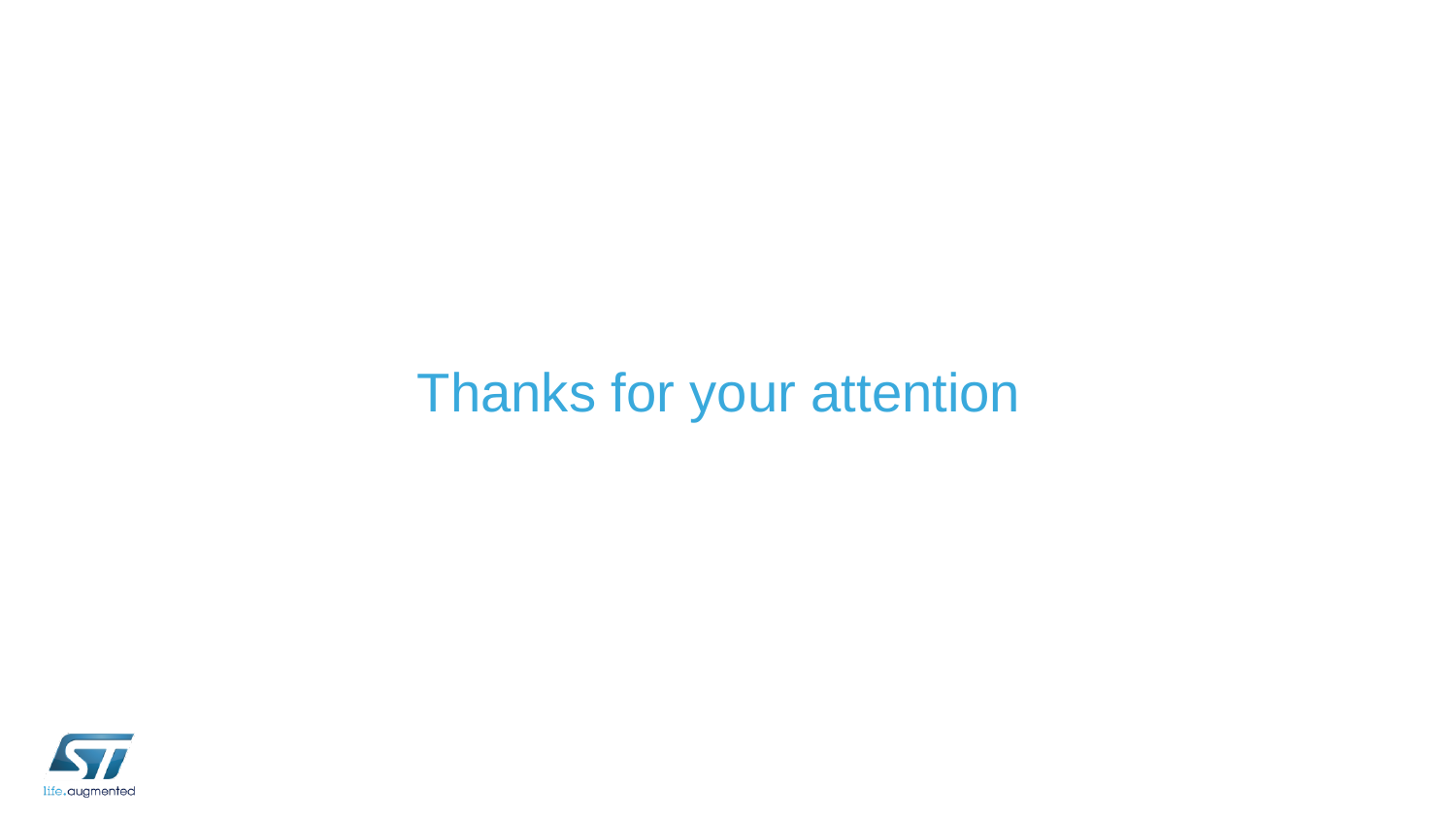Thanks for your attention